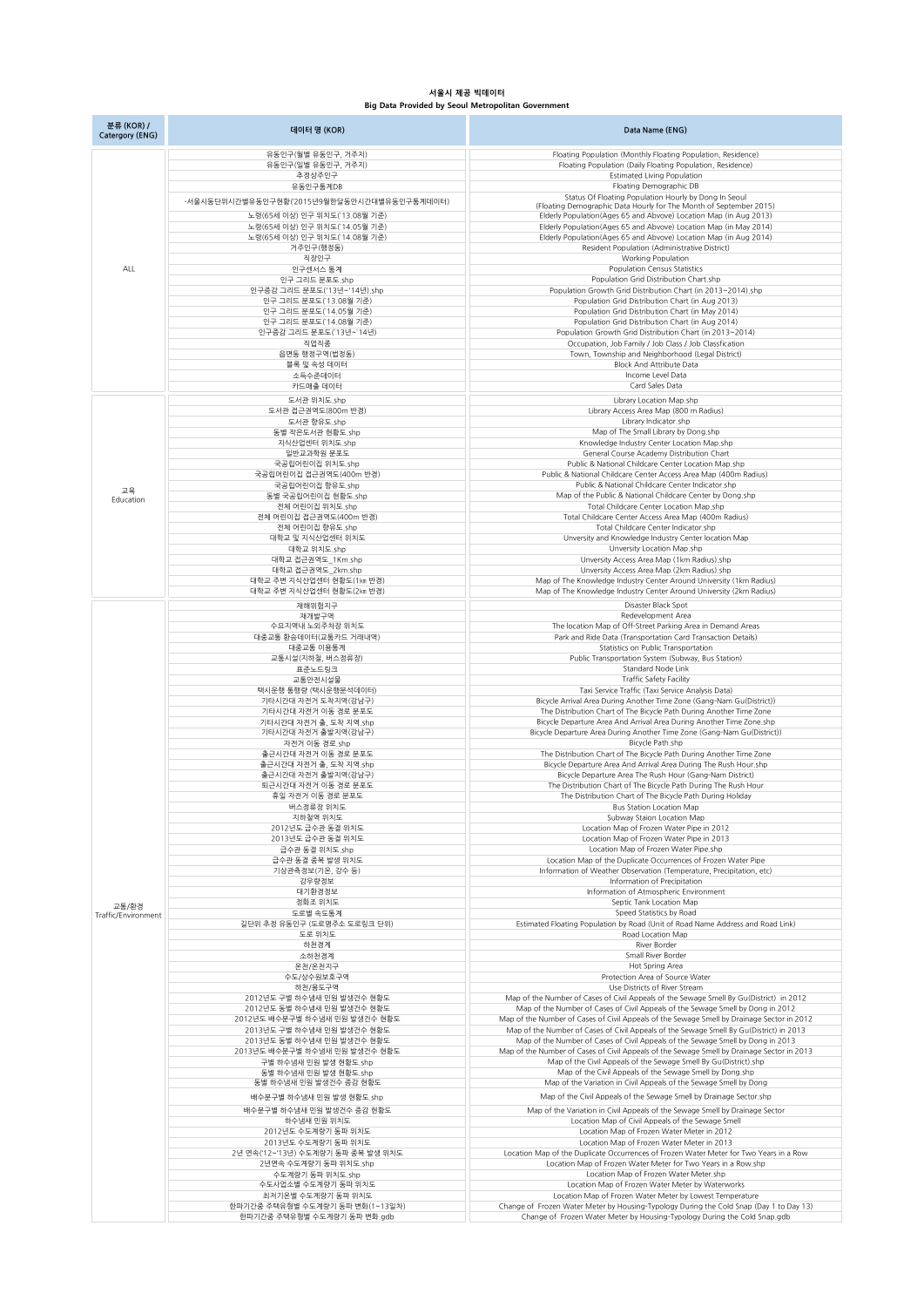**서울시 제공 빅데이터**
**Big Data Provided by Seoul Metropolitan Government**

| 분류 (KOR) / Catergory (ENG) | 데이터 명 (KOR) | Data Name (ENG) |
|---|---|---|
| ALL | 유동인구(월별 유동인구, 거주지) | Floating Population (Monthly Floating Population, Residence) |
| | 유동인구(일별 유동인구, 거주지) | Floating Population (Daily Floating Population, Residence) |
| | 추정상주인구 | Estimated Living Population |
| | 유동인구통계DB | Floating Demographic DB |
| | -서울시동단위시간별유동인구현황('2015년9월한달동안시간대별유동인구통계데이터) | Status Of Floating Population Hourly by Dong In Seoul (Floating Demographic Data Hourly for The Month of September 2015) |
| | 노령(65세 이상) 인구 위치도('13.08월 기준) | Elderly Population(Ages 65 and Abvove) Location Map (in Aug 2013) |
| | 노령(65세 이상) 인구 위치도('14.05월 기준) | Elderly Population(Ages 65 and Abvove) Location Map (in May 2014) |
| | 노령(65세 이상) 인구 위치도('14.08월 기준) | Elderly Population(Ages 65 and Abvove) Location Map (in Aug 2014) |
| | 거주인구(행정동) | Resident Population (Administrative District) |
| | 직장인구 | Working Population |
| | 인구센서스 통계 | Population Census Statistics |
| | 인구 그리드 분포도.shp | Population Grid Distribution Chart.shp |
| | 인구증감 그리드 분포도('13년~'14년).shp | Population Growth Grid Distribution Chart (in 2013~2014).shp |
| | 인구 그리드 분포도('13.08월 기준) | Population Grid Distribution Chart (in Aug 2013) |
| | 인구 그리드 분포도('14.05월 기준) | Population Grid Distribution Chart (in May 2014) |
| | 인구 그리드 분포도('14.08월 기준) | Population Grid Distribution Chart (in Aug 2014) |
| | 인구증감 그리드 분포도('13년~'14년) | Population Growth Grid Distribution Chart (in 2013~2014) |
| | 직업직종 | Occupation, Job Family / Job Class / Job Classfication |
| | 읍면동 행정구역(법정동) | Town, Township and Neighborhood (Legal District) |
| | 블록 및 속성 데이터 | Block And Attribute Data |
| | 소득수준데이터 | Income Level Data |
| | 카드매출 데이터 | Card Sales Data |
| 교육 Education | 도서관 위치도.shp | Library Location Map.shp |
| | 도서관 접근권역도(800m 반경) | Library Access Area Map (800 m Radius) |
| | 도서관 향유도.shp | Library Indicator.shp |
| | 동별 작은도서관 현황도.shp | Map of The Small Library by Dong.shp |
| | 지식산업센터 위치도.shp | Knowledge Industry Center Location Map.shp |
| | 일반교과학원 분포도 | General Course Academy Distribution Chart |
| | 국공립어린이집 위치도.shp | Public & National Childcare Center Location Map.shp |
| | 국공립어린이집 접근권역도(400m 반경) | Public & National Childcare Center Access Area Map (400m Radius) |
| | 국공립어린이집 향유도.shp | Public & National Childcare Center Indicator.shp |
| | 동별 국공립어린이집 현황도.shp | Map of the Public & National Childcare Center by Dong.shp |
| | 전체 어린이집 위치도.shp | Total Childcare Center Location Map.shp |
| | 전체 어린이집 접근권역도(400m 반경) | Total Childcare Center Access Area Map (400m Radius) |
| | 전체 어린이집 향유도.shp | Total Childcare Center Indicator.shp |
| | 대학교 및 지식산업센터 위치도 | University and Knowledge Industry Center location Map |
| | 대학교 위치도.shp | University Location Map.shp |
| | 대학교 접근권역도_1Km.shp | Uiversity Access Area Map (1km Radius).shp |
| | 대학교 접근권역도_2km.shp | Uiversity Access Area Map (2km Radius).shp |
| | 대학교 주변 지식산업센터 현황도(1㎞ 반경) | Map of The Knowledge Industry Center Around University (1km Radius) |
| | 대학교 주변 지식산업센터 현황도(2㎞ 반경) | Map of The Knowledge Industry Center Around University (2km Radius) |
| 교통/환경 Traffic/Environment | 재해위험지구 | Disaster Black Spot |
| | 재개발구역 | Redevelopment Area |
| | 수요지역내 노외주차장 위치도 | The location Map of Off-Street Parking Area in Demand Areas |
| | 대중교통 환승데이터(교통카드 거래내역) | Park and Ride Data (Transportation Card Transaction Details) |
| | 대중교통 이용통계 | Statistics on Public Transportation |
| | 교통시설(지하철, 버스정류장) | Public Transportation System (Subway, Bus Station) |
| | 표준노드링크 | Standard Node Link |
| | 교통안전시설물 | Traffic Safety Facility |
| | 택시운행 통행량 (택시운행분석데이터) | Taxi Service Traffic (Taxi Service Analysis Data) |
| | 기타시간대 자전거 도착지역(강남구) | Bicycle Arrival Area During Another Time Zone (Gang-Nam Gu(District)) |
| | 기타시간대 자전거 이동 경로 분포도 | The Distribution Chart of The Bicycle Path During Another Time Zone |
| | 기타시간대 자전거 출, 도착 지역.shp | Bicycle Departure Area And Arrival Area During Another Time Zone.shp |
| | 기타시간대 자전거 출발지역(강남구) | Bicycle Departure Area During Another Time Zone (Gang-Nam Gu(District)) |
| | 자전거 이동 경로.shp | Bicycle Path.shp |
| | 출근시간대 자전거 이동 경로 분포도 | The Distribution Chart of The Bicycle Path During Another Time Zone |
| | 출근시간대 자전거 출, 도착 지역.shp | Bicycle Departure Area And Arrival Area During The Rush Hour.shp |
| | 출근시간대 자전거 출발지역(강남구) | Bicycle Departure Area The Rush Hour (Gang-Nam District) |
| | 퇴근시간대 자전거 이동 경로 분포도 | The Distribution Chart of The Bicycle Path During The Rush Hour |
| | 휴일 자전거 이동 경로 분포도 | The Distribution Chart of The Bicycle Path During Holiday |
| | 버스정류장 위치도 | Bus Station Location Map |
| | 지하철역 위치도 | Subway Staion Location Map |
| | 2012년도 급수관 동결 위치도 | Location Map of Frozen Water Pipe in 2012 |
| | 2013년도 급수관 동결 위치도 | Location Map of Frozen Water Pipe in 2013 |
| | 급수관 동결 위치도.shp | Location Map of Frozen Water Pipe.shp |
| | 급수관 동결 중복 발생 위치도 | Location Map of the Duplicate Occurrences of Frozen Water Pipe |
| | 기상관측정보(기온, 강수 등) | Information of Weather Observation (Temperature, Precipitation, etc) |
| | 강우량정보 | Information of Precipitation |
| | 대기환경정보 | Information of Atmospheric Environment |
| | 정화조 위치도 | Septic Tank Location Map |
| | 도로별 속도통계 | Speed Statistics by Road |
| | 길단위 추정 유동인구 (도로명주소 도로링크 단위) | Estimated Floating Population by Road (Unit of Road Name Address and Road Link) |
| | 도로 위치도 | Road Location Map |
| | 하천경계 | River Border |
| | 소하천경계 | Small River Border |
| | 온천/온천지구 | Hot Spring Area |
| | 수도/상수원보호구역 | Protection Area of Source Water |
| | 하천/용도구역 | Use Districts of River Stream |
| | 2012년도 구별 하수냄새 민원 발생건수 현황도 | Map of the Number of Cases of Civil Appeals of the Sewage Smell By Gu(District) in 2012 |
| | 2012년도 동별 하수냄새 민원 발생건수 현황도 | Map of the Number of Cases of Civil Appeals of the Sewage Smell by Dong in 2012 |
| | 2012년도 배수분구별 하수냄새 민원 발생건수 현황도 | Map of the Number of Cases of Civil Appeals of the Sewage Smell by Drainage Sector in 2012 |
| | 2013년도 구별 하수냄새 민원 발생건수 현황도 | Map of the Number of Cases of Civil Appeals of the Sewage Smell By Gu(District) in 2013 |
| | 2013년도 동별 하수냄새 민원 발생건수 현황도 | Map of the Number of Cases of Civil Appeals of the Sewage Smell by Dong in 2013 |
| | 2013년도 배수분구별 하수냄새 민원 발생건수 현황도 | Map of the Number of Cases of Civil Appeals of the Sewage Smell by Drainage Sector in 2013 |
| | 구별 하수냄새 민원 발생 현황도.shp | Map of the Civil Appeals of the Sewage Smell By Gu(District).shp |
| | 동별 하수냄새 민원 발생 현황도.shp | Map of the Civil Appeals of the Sewage Smell by Dong.shp |
| | 동별 하수냄새 민원 발생건수 증감 현황도 | Map of the Variation in Civil Appeals of the Sewage Smell by Dong |
| | 배수분구별 하수냄새 민원 발생 현황도.shp | Map of the Civil Appeals of the Sewage Smell by Drainage Sector.shp |
| | 배수분구별 하수냄새 민원 발생건수 증감 현황도 | Map of the Variation in Civil Appeals of the Sewage Smell by Drainage Sector |
| | 하수냄새 민원 위치도 | Location Map of Civil Appeals of the Sewage Smell |
| | 2012년도 수도계량기 동파 위치도 | Location Map of Frozen Water Meter in 2012 |
| | 2013년도 수도계량기 동파 위치도 | Location Map of Frozen Water Meter in 2013 |
| | 2년 연속('12~'13년) 수도계량기 동파 중복 발생 위치도 | Location Map of the Duplicate Occurrences of Frozen Water Meter for Two Years in a Row |
| | 2년연속 수도계량기 동파 위치도.shp | Location Map of Frozen Water Meter for Two Years in a Row.shp |
| | 수도계량기 동파 위치도.shp | Location Map of Frozen Water Meter.shp |
| | 수도사업소별 수도계량기 동파 위치도 | Location Map of Frozen Water Meter by Waterworks |
| | 최저기온별 수도계량기 동파 위치도 | Location Map of Frozen Water Meter by Lowest Temperature |
| | 한파기간중 주택유형별 수도계량기 동파 변화(1~13일차) | Change of Frozen Water Meter by Housing-Typology During the Cold Snap (Day 1 to Day 13) |
| | 한파기간중 주택유형별 수도계량기 동파 변화.gdb | Change of Frozen Water Meter by Housing-Typology During the Cold Snap.gdb |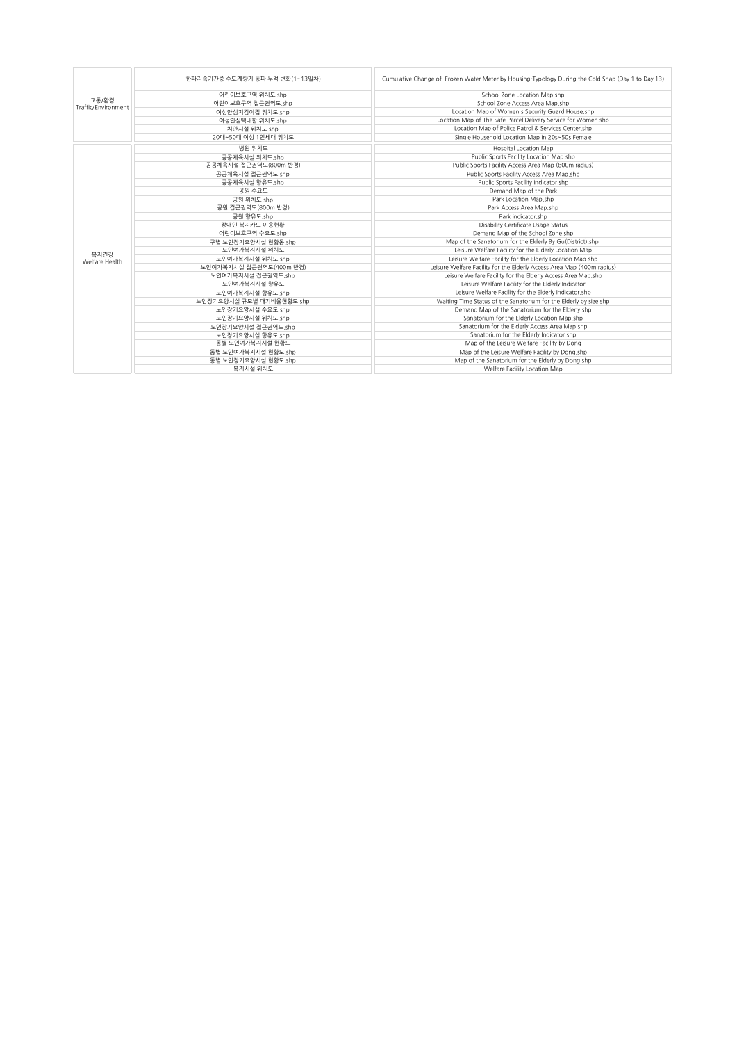| | | |
|---|---|---|
| 교통/환경<br>Traffic/Environment | 한파지속기간중 수도계량기 동파 누적 변화(1~13일차) | Cumulative Change of  Frozen Water Meter by Housing-Typology During the Cold Snap (Day 1 to Day 13) |
| | 어린이보호구역 위치도.shp | School Zone Location Map.shp |
| | 어린이보호구역 접근권역도.shp | School Zone Access Area Map.shp |
| | 여성안심지킴이집 위치도.shp | Location Map of Women's Security Guard House.shp |
| | 여성안심택배함 위치도.shp | Location Map of The Safe Parcel Delivery Service for Women.shp |
| | 치안시설 위치도.shp | Location Map of Police Patrol & Services Center.shp |
| | 20대~50대 여성 1인세대 위치도 | Single Household Location Map in 20s~50s Female |
| 복지건강<br>Welfare Health | 병원 위치도 | Hospital Location Map |
| | 공공체육시설 위치도.shp | Public Sports Facility Location Map.shp |
| | 공공체육시설 접근권역도(800m 반경) | Public Sports Facility Access Area Map (800m radius) |
| | 공공체육시설 접근권역도.shp | Public Sports Facility Access Area Map.shp |
| | 공공체육시설 향유도.shp | Public Sports Facility indicator.shp |
| | 공원 수요도 | Demand Map of the Park |
| | 공원 위치도.shp | Park Location Map.shp |
| | 공원 접근권역도(800m 반경) | Park Access Area Map.shp |
| | 공원 향유도.shp | Park indicator.shp |
| | 장애인 복지카드 이용현황 | Disability Certificate Usage Status |
| | 어린이보호구역 수요도.shp | Demand Map of the School Zone.shp |
| | 구별 노인장기요양시설 현황동.shp | Map of the Sanatorium for the Elderly By Gu(District).shp |
| | 노인여가복지시설 위치도 | Leisure Welfare Facility for the Elderly Location Map |
| | 노인여가복지시설 위치도.shp | Leisure Welfare Facility for the Elderly Location Map.shp |
| | 노인여가복지시설 접근권역도(400m 반경) | Leisure Welfare Facility for the Elderly Access Area Map (400m radius) |
| | 노인여가복지시설 접근권역도.shp | Leisure Welfare Facility for the Elderly Access Area Map.shp |
| | 노인여가복지시설 향유도 | Leisure Welfare Facility for the Elderly Indicator |
| | 노인여가복지시설 향유도.shp | Leisure Welfare Facility for the Elderly Indicator.shp |
| | 노인장기요양시설 규모별 대기비율현황도.shp | Waiting Time Status of the Sanatorium for the Elderly by size.shp |
| | 노인장기요양시설 수요도.shp | Demand Map of the Sanatorium for the Elderly.shp |
| | 노인장기요양시설 위치도.shp | Sanatorium for the Elderly Location Map.shp |
| | 노인장기요양시설 접근권역도.shp | Sanatorium for the Elderly Access Area Map.shp |
| | 노인장기요양시설 향유도.shp | Sanatorium for the Elderly Indicator.shp |
| | 동별 노인여가복지시설 현황도 | Map of the Leisure Welfare Facility by Dong |
| | 동별 노인여가복지시설 현황도.shp | Map of the Leisure Welfare Facility by Dong.shp |
| | 동별 노인장기요양시설 현황도.shp | Map of the Sanatorium for the Elderly by Dong.shp |
| | 복지시설 위치도 | Welfare Facility Location Map |